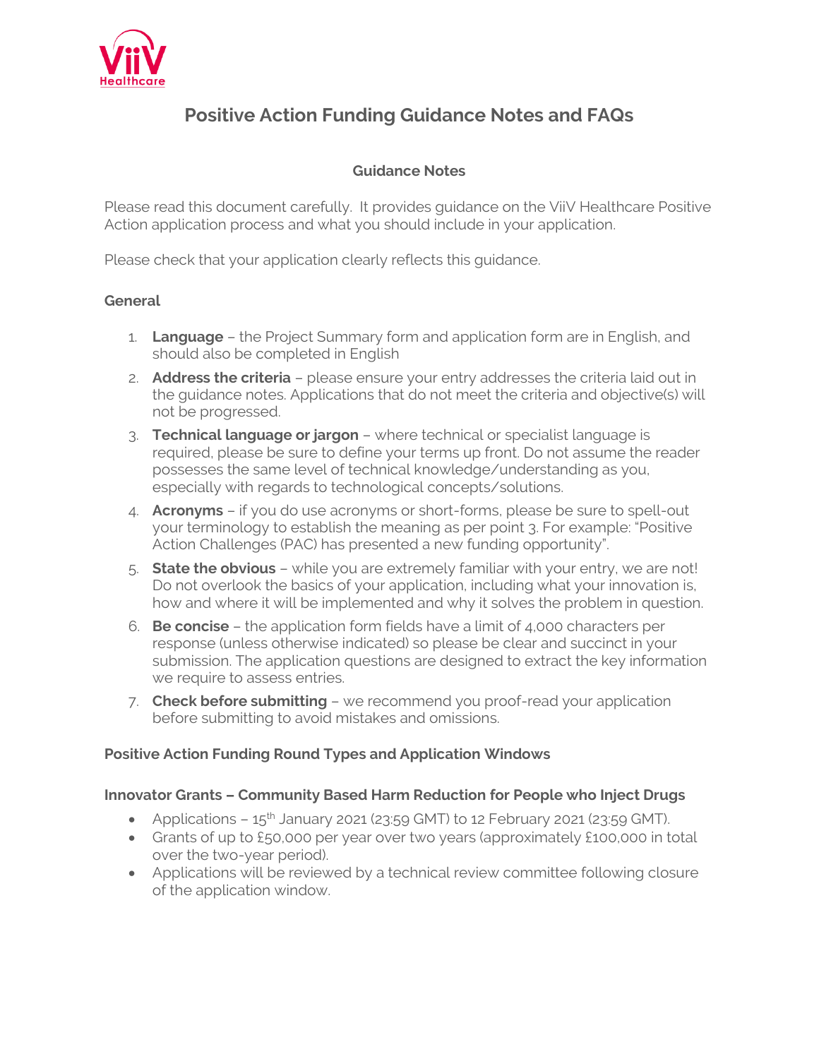# Positive Action Funding Guidance Notes and FAQs

## Guidance Notes

Please read this document carefully. It provides guidance on the ViiV Healthcare Positive Action application process and what you should include in your application.

Please check that your application clearly reflects this guidance.

### General

1. **Language** – the Project Summary form and application form are in English, and should also be completed in English
2. **Address the criteria** – please ensure your entry addresses the criteria laid out in the guidance notes. Applications that do not meet the criteria and objective(s) will not be progressed.
3. **Technical language or jargon** – where technical or specialist language is required, please be sure to define your terms up front. Do not assume the reader possesses the same level of technical knowledge/understanding as you, especially with regards to technological concepts/solutions.
4. **Acronyms** – if you do use acronyms or short-forms, please be sure to spell-out your terminology to establish the meaning as per point 3. For example: "Positive Action Challenges (PAC) has presented a new funding opportunity".
5. **State the obvious** – while you are extremely familiar with your entry, we are not! Do not overlook the basics of your application, including what your innovation is, how and where it will be implemented and why it solves the problem in question.
6. **Be concise** – the application form fields have a limit of 4,000 characters per response (unless otherwise indicated) so please be clear and succinct in your submission. The application questions are designed to extract the key information we require to assess entries.
7. **Check before submitting** – we recommend you proof-read your application before submitting to avoid mistakes and omissions.

### Positive Action Funding Round Types and Application Windows

### Innovator Grants – Community Based Harm Reduction for People who Inject Drugs

- Applications – 15th January 2021 (23:59 GMT) to 12 February 2021 (23:59 GMT).
- Grants of up to £50,000 per year over two years (approximately £100,000 in total over the two-year period).
- Applications will be reviewed by a technical review committee following closure of the application window.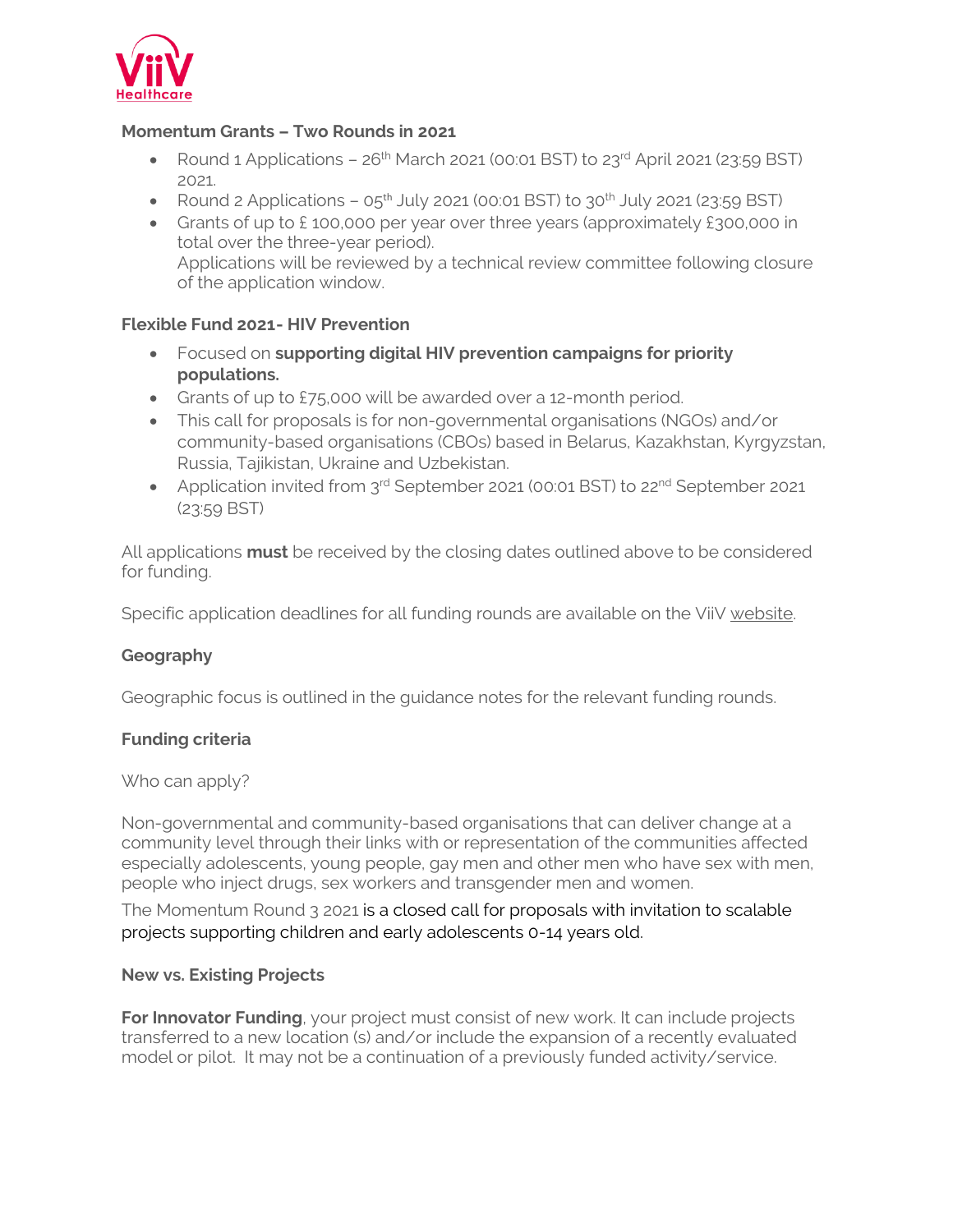**Momentum Grants – Two Rounds in 2021**

- Round 1 Applications – 26th March 2021 (00:01 BST) to 23rd April 2021 (23:59 BST) 2021.
- Round 2 Applications – 05th July 2021 (00:01 BST) to 30th July 2021 (23:59 BST)
- Grants of up to £ 100,000 per year over three years (approximately £300,000 in total over the three-year period).
  Applications will be reviewed by a technical review committee following closure of the application window.

**Flexible Fund 2021- HIV Prevention**

- Focused on **supporting digital HIV prevention campaigns for priority populations.**
- Grants of up to £75,000 will be awarded over a 12-month period.
- This call for proposals is for non-governmental organisations (NGOs) and/or community-based organisations (CBOs) based in Belarus, Kazakhstan, Kyrgyzstan, Russia, Tajikistan, Ukraine and Uzbekistan.
- Application invited from 3rd September 2021 (00:01 BST) to 22nd September 2021 (23:59 BST)

All applications **must** be received by the closing dates outlined above to be considered for funding.

Specific application deadlines for all funding rounds are available on the ViiV website.

**Geography**

Geographic focus is outlined in the guidance notes for the relevant funding rounds.

**Funding criteria**

Who can apply?

Non-governmental and community-based organisations that can deliver change at a community level through their links with or representation of the communities affected especially adolescents, young people, gay men and other men who have sex with men, people who inject drugs, sex workers and transgender men and women.

The Momentum Round 3 2021 is a closed call for proposals with invitation to scalable projects supporting children and early adolescents 0-14 years old.

**New vs. Existing Projects**

**For Innovator Funding**, your project must consist of new work. It can include projects transferred to a new location (s) and/or include the expansion of a recently evaluated model or pilot. It may not be a continuation of a previously funded activity/service.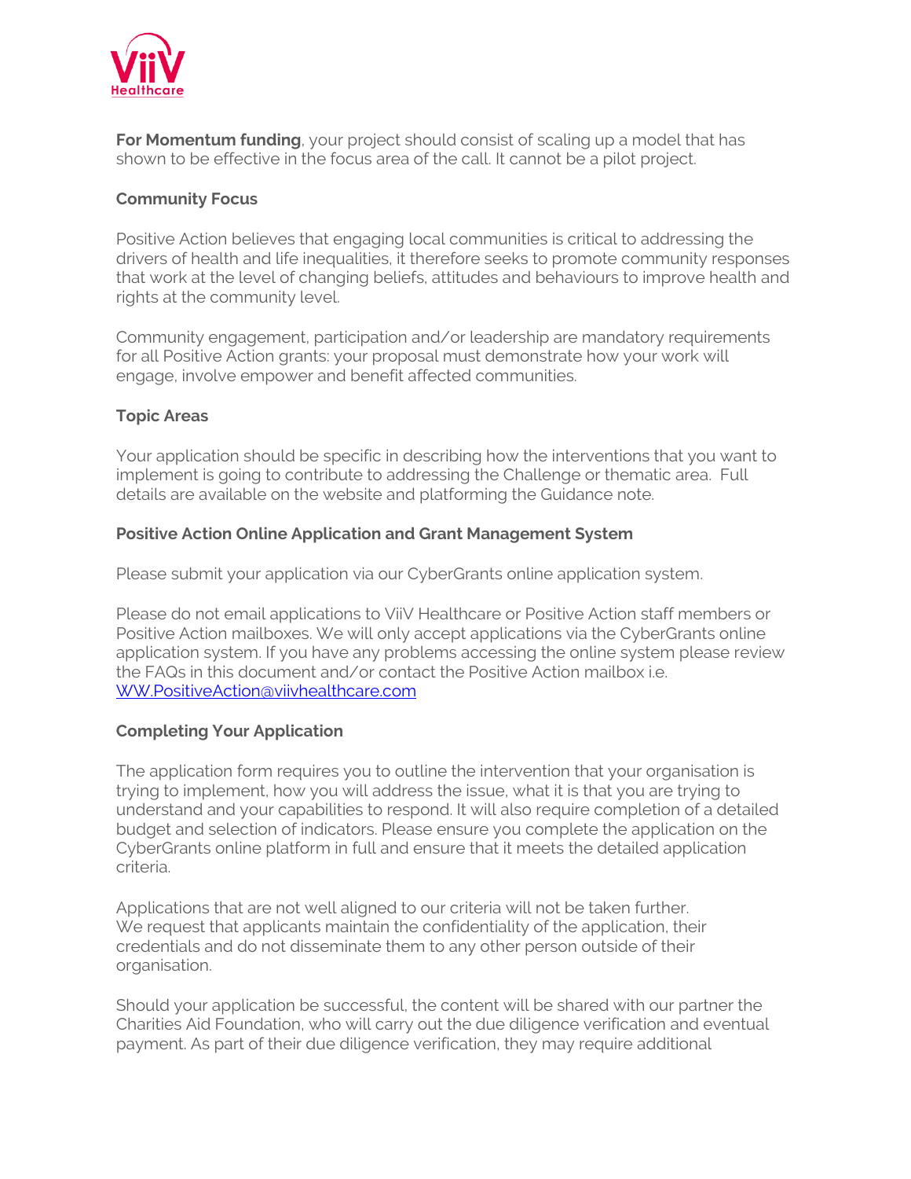**For Momentum funding**, your project should consist of scaling up a model that has shown to be effective in the focus area of the call. It cannot be a pilot project.

**Community Focus**

Positive Action believes that engaging local communities is critical to addressing the drivers of health and life inequalities, it therefore seeks to promote community responses that work at the level of changing beliefs, attitudes and behaviours to improve health and rights at the community level.

Community engagement, participation and/or leadership are mandatory requirements for all Positive Action grants: your proposal must demonstrate how your work will engage, involve empower and benefit affected communities.

**Topic Areas**

Your application should be specific in describing how the interventions that you want to implement is going to contribute to addressing the Challenge or thematic area. Full details are available on the website and platforming the Guidance note.

**Positive Action Online Application and Grant Management System**

Please submit your application via our CyberGrants online application system.

Please do not email applications to ViiV Healthcare or Positive Action staff members or Positive Action mailboxes. We will only accept applications via the CyberGrants online application system. If you have any problems accessing the online system please review the FAQs in this document and/or contact the Positive Action mailbox i.e. WW.PositiveAction@viivhealthcare.com

**Completing Your Application**

The application form requires you to outline the intervention that your organisation is trying to implement, how you will address the issue, what it is that you are trying to understand and your capabilities to respond. It will also require completion of a detailed budget and selection of indicators. Please ensure you complete the application on the CyberGrants online platform in full and ensure that it meets the detailed application criteria.

Applications that are not well aligned to our criteria will not be taken further.
We request that applicants maintain the confidentiality of the application, their credentials and do not disseminate them to any other person outside of their organisation.

Should your application be successful, the content will be shared with our partner the Charities Aid Foundation, who will carry out the due diligence verification and eventual payment. As part of their due diligence verification, they may require additional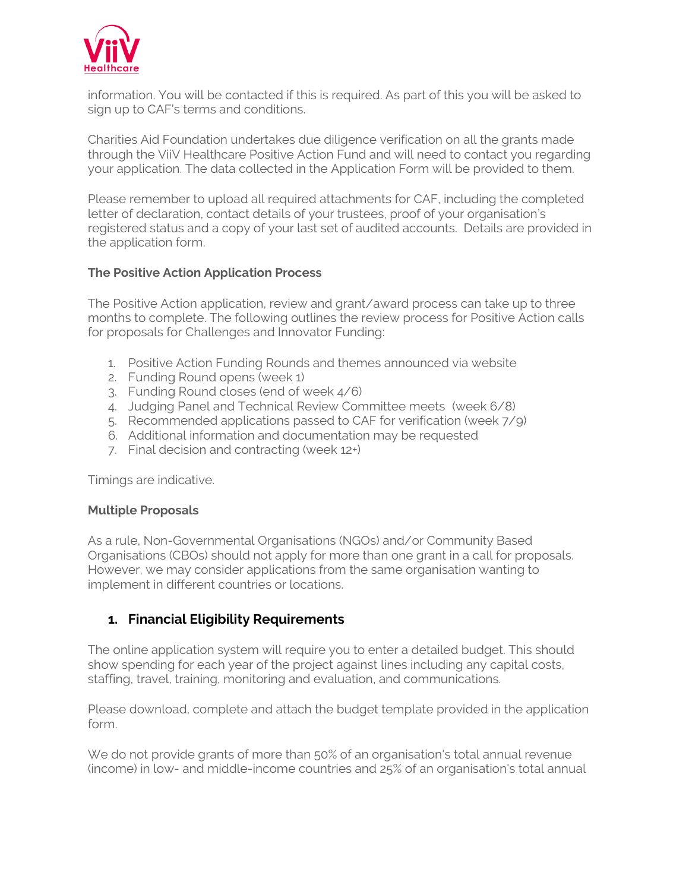information. You will be contacted if this is required. As part of this you will be asked to sign up to CAF's terms and conditions.

Charities Aid Foundation undertakes due diligence verification on all the grants made through the ViiV Healthcare Positive Action Fund and will need to contact you regarding your application. The data collected in the Application Form will be provided to them.

Please remember to upload all required attachments for CAF, including the completed letter of declaration, contact details of your trustees, proof of your organisation's registered status and a copy of your last set of audited accounts. Details are provided in the application form.

**The Positive Action Application Process**

The Positive Action application, review and grant/award process can take up to three months to complete. The following outlines the review process for Positive Action calls for proposals for Challenges and Innovator Funding:

1. Positive Action Funding Rounds and themes announced via website
2. Funding Round opens (week 1)
3. Funding Round closes (end of week 4/6)
4. Judging Panel and Technical Review Committee meets (week 6/8)
5. Recommended applications passed to CAF for verification (week 7/9)
6. Additional information and documentation may be requested
7. Final decision and contracting (week 12+)

Timings are indicative.

**Multiple Proposals**

As a rule, Non-Governmental Organisations (NGOs) and/or Community Based Organisations (CBOs) should not apply for more than one grant in a call for proposals. However, we may consider applications from the same organisation wanting to implement in different countries or locations.

## 1. Financial Eligibility Requirements

The online application system will require you to enter a detailed budget. This should show spending for each year of the project against lines including any capital costs, staffing, travel, training, monitoring and evaluation, and communications.

Please download, complete and attach the budget template provided in the application form.

We do not provide grants of more than 50% of an organisation's total annual revenue (income) in low- and middle-income countries and 25% of an organisation's total annual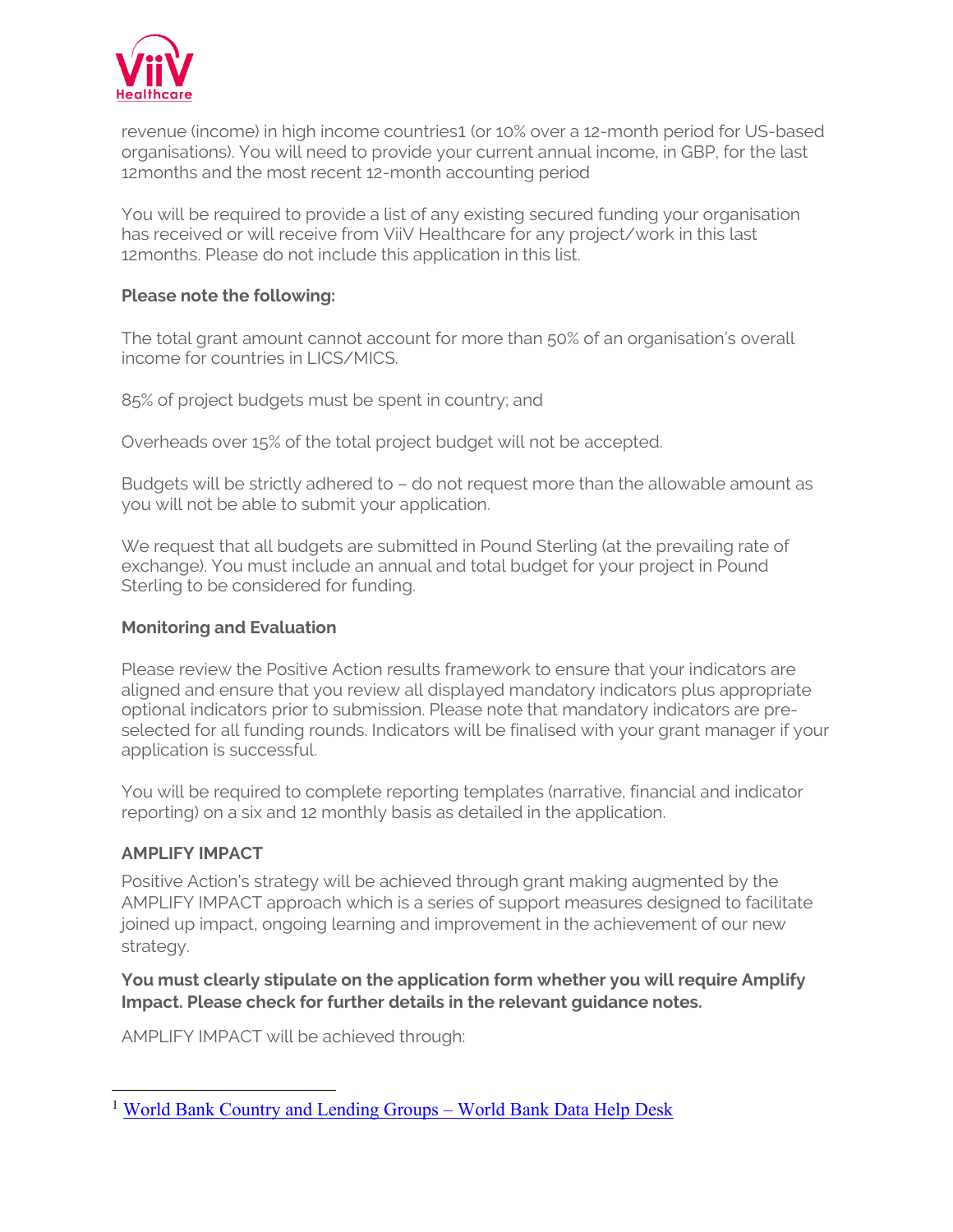revenue (income) in high income countries[1] (or 10% over a 12-month period for US-based organisations). You will need to provide your current annual income, in GBP, for the last 12months and the most recent 12-month accounting period

You will be required to provide a list of any existing secured funding your organisation has received or will receive from ViiV Healthcare for any project/work in this last 12months. Please do not include this application in this list.

**Please note the following:**

The total grant amount cannot account for more than 50% of an organisation's overall income for countries in LICS/MICS.

85% of project budgets must be spent in country; and

Overheads over 15% of the total project budget will not be accepted.

Budgets will be strictly adhered to – do not request more than the allowable amount as you will not be able to submit your application.

We request that all budgets are submitted in Pound Sterling (at the prevailing rate of exchange). You must include an annual and total budget for your project in Pound Sterling to be considered for funding.

**Monitoring and Evaluation**

Please review the Positive Action results framework to ensure that your indicators are aligned and ensure that you review all displayed mandatory indicators plus appropriate optional indicators prior to submission. Please note that mandatory indicators are pre-selected for all funding rounds. Indicators will be finalised with your grant manager if your application is successful.

You will be required to complete reporting templates (narrative, financial and indicator reporting) on a six and 12 monthly basis as detailed in the application.

**AMPLIFY IMPACT**

Positive Action's strategy will be achieved through grant making augmented by the AMPLIFY IMPACT approach which is a series of support measures designed to facilitate joined up impact, ongoing learning and improvement in the achievement of our new strategy.

**You must clearly stipulate on the application form whether you will require Amplify Impact. Please check for further details in the relevant guidance notes.**

AMPLIFY IMPACT will be achieved through:

---

[1] World Bank Country and Lending Groups – World Bank Data Help Desk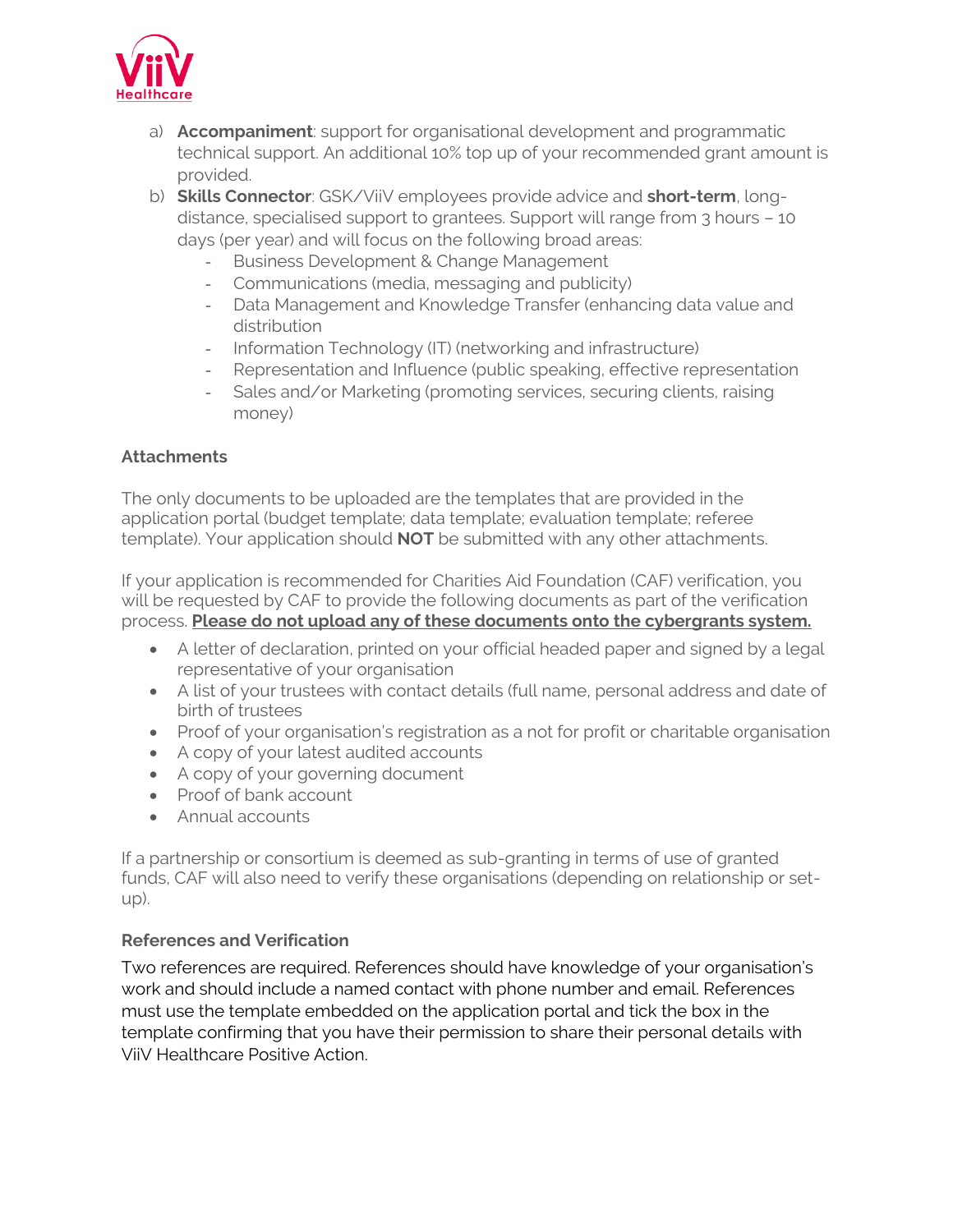a) **Accompaniment**: support for organisational development and programmatic technical support. An additional 10% top up of your recommended grant amount is provided.

b) **Skills Connector**: GSK/ViiV employees provide advice and **short-term**, long-distance, specialised support to grantees. Support will range from 3 hours – 10 days (per year) and will focus on the following broad areas:
   - Business Development & Change Management
   - Communications (media, messaging and publicity)
   - Data Management and Knowledge Transfer (enhancing data value and distribution
   - Information Technology (IT) (networking and infrastructure)
   - Representation and Influence (public speaking, effective representation
   - Sales and/or Marketing (promoting services, securing clients, raising money)

### Attachments

The only documents to be uploaded are the templates that are provided in the application portal (budget template; data template; evaluation template; referee template). Your application should **NOT** be submitted with any other attachments.

If your application is recommended for Charities Aid Foundation (CAF) verification, you will be requested by CAF to provide the following documents as part of the verification process. **<u>Please do not upload any of these documents onto the cybergrants system.</u>**

- A letter of declaration, printed on your official headed paper and signed by a legal representative of your organisation
- A list of your trustees with contact details (full name, personal address and date of birth of trustees
- Proof of your organisation's registration as a not for profit or charitable organisation
- A copy of your latest audited accounts
- A copy of your governing document
- Proof of bank account
- Annual accounts

If a partnership or consortium is deemed as sub-granting in terms of use of granted funds, CAF will also need to verify these organisations (depending on relationship or set-up).

### References and Verification

Two references are required. References should have knowledge of your organisation's work and should include a named contact with phone number and email. References must use the template embedded on the application portal and tick the box in the template confirming that you have their permission to share their personal details with ViiV Healthcare Positive Action.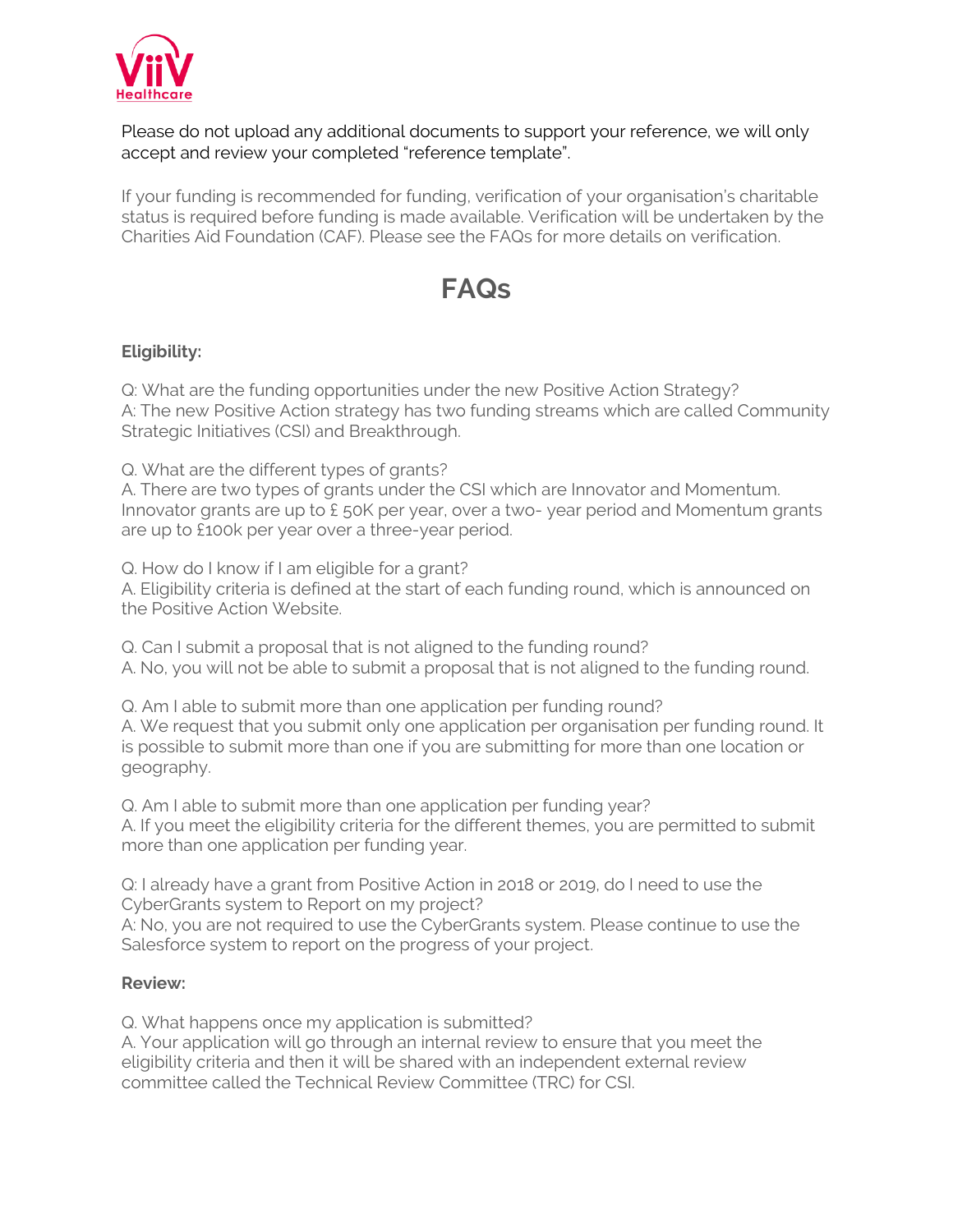Please do not upload any additional documents to support your reference, we will only accept and review your completed "reference template".

If your funding is recommended for funding, verification of your organisation's charitable status is required before funding is made available. Verification will be undertaken by the Charities Aid Foundation (CAF). Please see the FAQs for more details on verification.

# FAQs

**Eligibility:**

Q: What are the funding opportunities under the new Positive Action Strategy?
A: The new Positive Action strategy has two funding streams which are called Community Strategic Initiatives (CSI) and Breakthrough.

Q. What are the different types of grants?
A. There are two types of grants under the CSI which are Innovator and Momentum. Innovator grants are up to £ 50K per year, over a two- year period and Momentum grants are up to £100k per year over a three-year period.

Q. How do I know if I am eligible for a grant?
A. Eligibility criteria is defined at the start of each funding round, which is announced on the Positive Action Website.

Q. Can I submit a proposal that is not aligned to the funding round?
A. No, you will not be able to submit a proposal that is not aligned to the funding round.

Q. Am I able to submit more than one application per funding round?
A. We request that you submit only one application per organisation per funding round. It is possible to submit more than one if you are submitting for more than one location or geography.

Q. Am I able to submit more than one application per funding year?
A. If you meet the eligibility criteria for the different themes, you are permitted to submit more than one application per funding year.

Q: I already have a grant from Positive Action in 2018 or 2019, do I need to use the CyberGrants system to Report on my project?
A: No, you are not required to use the CyberGrants system. Please continue to use the Salesforce system to report on the progress of your project.

**Review:**

Q. What happens once my application is submitted?
A. Your application will go through an internal review to ensure that you meet the eligibility criteria and then it will be shared with an independent external review committee called the Technical Review Committee (TRC) for CSI.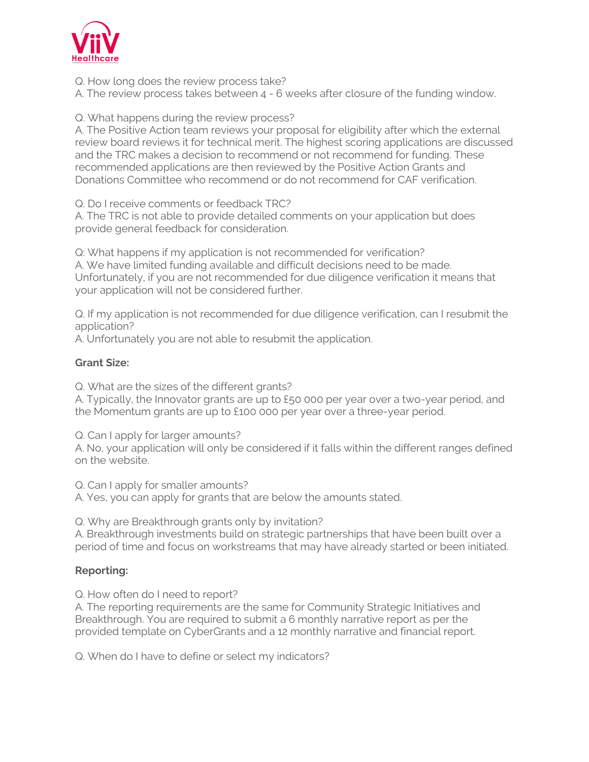Q. How long does the review process take?
A. The review process takes between 4 - 6 weeks after closure of the funding window.

Q. What happens during the review process?
A. The Positive Action team reviews your proposal for eligibility after which the external review board reviews it for technical merit. The highest scoring applications are discussed and the TRC makes a decision to recommend or not recommend for funding. These recommended applications are then reviewed by the Positive Action Grants and Donations Committee who recommend or do not recommend for CAF verification.

Q. Do I receive comments or feedback TRC?
A. The TRC is not able to provide detailed comments on your application but does provide general feedback for consideration.

Q: What happens if my application is not recommended for verification?
A. We have limited funding available and difficult decisions need to be made. Unfortunately, if you are not recommended for due diligence verification it means that your application will not be considered further.

Q. If my application is not recommended for due diligence verification, can I resubmit the application?
A. Unfortunately you are not able to resubmit the application.

**Grant Size:**

Q. What are the sizes of the different grants?
A. Typically, the Innovator grants are up to £50 000 per year over a two-year period, and the Momentum grants are up to £100 000 per year over a three-year period.

Q. Can I apply for larger amounts?
A. No, your application will only be considered if it falls within the different ranges defined on the website.

Q. Can I apply for smaller amounts?
A. Yes, you can apply for grants that are below the amounts stated.

Q. Why are Breakthrough grants only by invitation?
A. Breakthrough investments build on strategic partnerships that have been built over a period of time and focus on workstreams that may have already started or been initiated.

**Reporting:**

Q. How often do I need to report?
A. The reporting requirements are the same for Community Strategic Initiatives and Breakthrough. You are required to submit a 6 monthly narrative report as per the provided template on CyberGrants and a 12 monthly narrative and financial report.

Q. When do I have to define or select my indicators?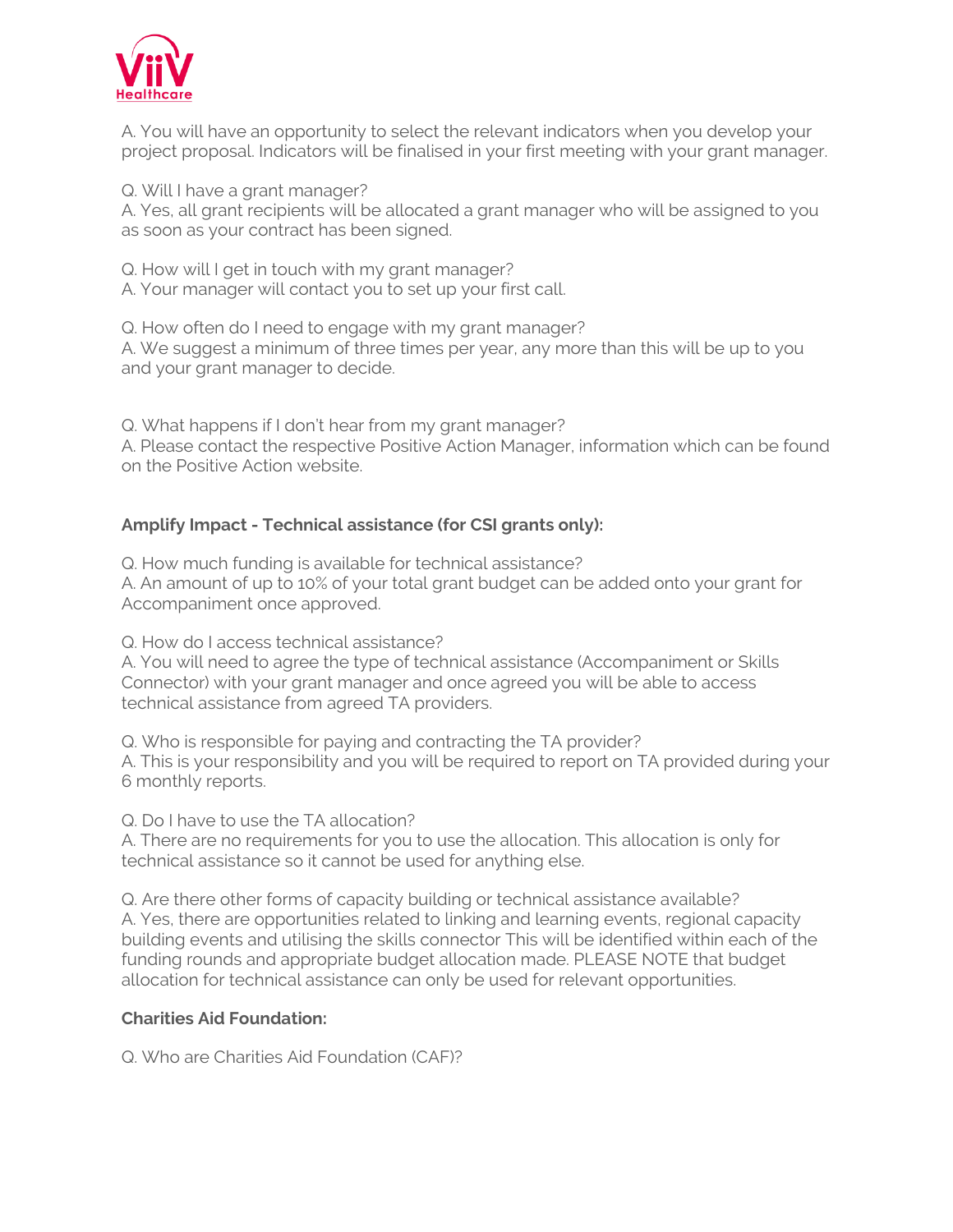A. You will have an opportunity to select the relevant indicators when you develop your project proposal. Indicators will be finalised in your first meeting with your grant manager.

Q. Will I have a grant manager?
A. Yes, all grant recipients will be allocated a grant manager who will be assigned to you as soon as your contract has been signed.

Q. How will I get in touch with my grant manager?
A. Your manager will contact you to set up your first call.

Q. How often do I need to engage with my grant manager?
A. We suggest a minimum of three times per year, any more than this will be up to you and your grant manager to decide.

Q. What happens if I don't hear from my grant manager?
A. Please contact the respective Positive Action Manager, information which can be found on the Positive Action website.

**Amplify Impact - Technical assistance (for CSI grants only):**

Q. How much funding is available for technical assistance?
A. An amount of up to 10% of your total grant budget can be added onto your grant for Accompaniment once approved.

Q. How do I access technical assistance?
A. You will need to agree the type of technical assistance (Accompaniment or Skills Connector) with your grant manager and once agreed you will be able to access technical assistance from agreed TA providers.

Q. Who is responsible for paying and contracting the TA provider?
A. This is your responsibility and you will be required to report on TA provided during your 6 monthly reports.

Q. Do I have to use the TA allocation?
A. There are no requirements for you to use the allocation. This allocation is only for technical assistance so it cannot be used for anything else.

Q. Are there other forms of capacity building or technical assistance available?
A. Yes, there are opportunities related to linking and learning events, regional capacity building events and utilising the skills connector This will be identified within each of the funding rounds and appropriate budget allocation made. PLEASE NOTE that budget allocation for technical assistance can only be used for relevant opportunities.

**Charities Aid Foundation:**

Q. Who are Charities Aid Foundation (CAF)?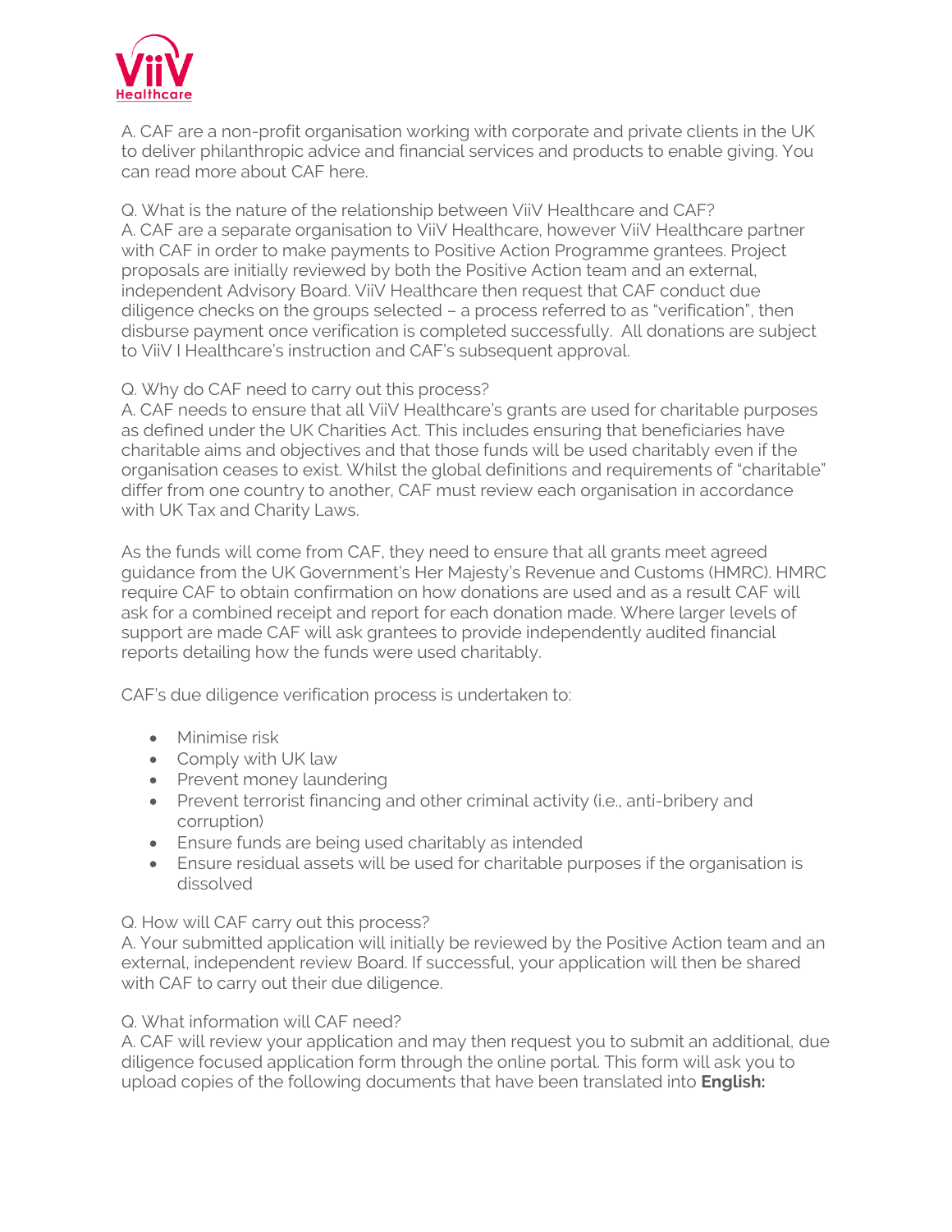A. CAF are a non-profit organisation working with corporate and private clients in the UK to deliver philanthropic advice and financial services and products to enable giving. You can read more about CAF here.

Q. What is the nature of the relationship between ViiV Healthcare and CAF?
A. CAF are a separate organisation to ViiV Healthcare, however ViiV Healthcare partner with CAF in order to make payments to Positive Action Programme grantees. Project proposals are initially reviewed by both the Positive Action team and an external, independent Advisory Board. ViiV Healthcare then request that CAF conduct due diligence checks on the groups selected – a process referred to as "verification", then disburse payment once verification is completed successfully. All donations are subject to ViiV I Healthcare's instruction and CAF's subsequent approval.

Q. Why do CAF need to carry out this process?
A. CAF needs to ensure that all ViiV Healthcare's grants are used for charitable purposes as defined under the UK Charities Act. This includes ensuring that beneficiaries have charitable aims and objectives and that those funds will be used charitably even if the organisation ceases to exist. Whilst the global definitions and requirements of "charitable" differ from one country to another, CAF must review each organisation in accordance with UK Tax and Charity Laws.

As the funds will come from CAF, they need to ensure that all grants meet agreed guidance from the UK Government's Her Majesty's Revenue and Customs (HMRC). HMRC require CAF to obtain confirmation on how donations are used and as a result CAF will ask for a combined receipt and report for each donation made. Where larger levels of support are made CAF will ask grantees to provide independently audited financial reports detailing how the funds were used charitably.

CAF's due diligence verification process is undertaken to:

- Minimise risk
- Comply with UK law
- Prevent money laundering
- Prevent terrorist financing and other criminal activity (i.e., anti-bribery and corruption)
- Ensure funds are being used charitably as intended
- Ensure residual assets will be used for charitable purposes if the organisation is dissolved

Q. How will CAF carry out this process?
A. Your submitted application will initially be reviewed by the Positive Action team and an external, independent review Board. If successful, your application will then be shared with CAF to carry out their due diligence.

Q. What information will CAF need?
A. CAF will review your application and may then request you to submit an additional, due diligence focused application form through the online portal. This form will ask you to upload copies of the following documents that have been translated into **English:**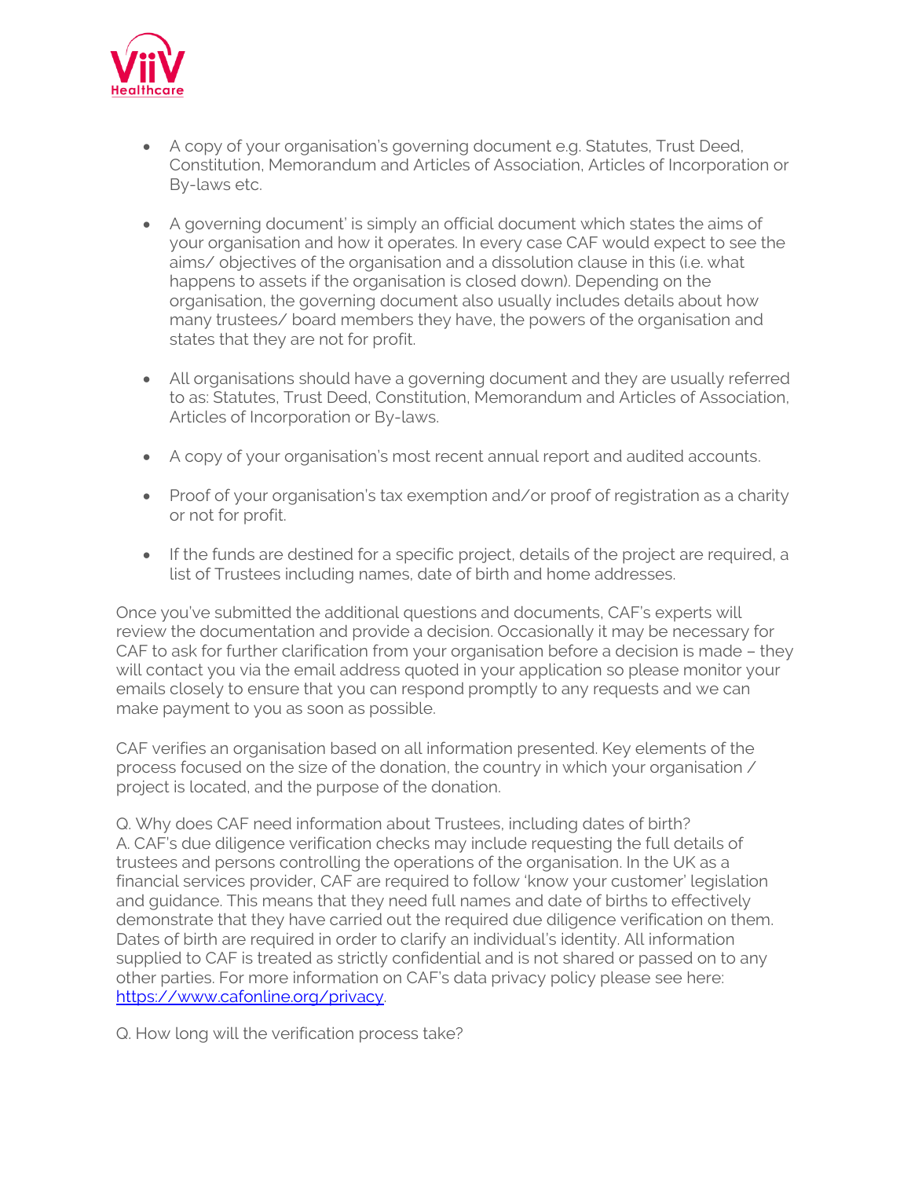- A copy of your organisation's governing document e.g. Statutes, Trust Deed, Constitution, Memorandum and Articles of Association, Articles of Incorporation or By-laws etc.

- A governing document' is simply an official document which states the aims of your organisation and how it operates. In every case CAF would expect to see the aims/ objectives of the organisation and a dissolution clause in this (i.e. what happens to assets if the organisation is closed down). Depending on the organisation, the governing document also usually includes details about how many trustees/ board members they have, the powers of the organisation and states that they are not for profit.

- All organisations should have a governing document and they are usually referred to as: Statutes, Trust Deed, Constitution, Memorandum and Articles of Association, Articles of Incorporation or By-laws.

- A copy of your organisation's most recent annual report and audited accounts.

- Proof of your organisation's tax exemption and/or proof of registration as a charity or not for profit.

- If the funds are destined for a specific project, details of the project are required, a list of Trustees including names, date of birth and home addresses.

Once you've submitted the additional questions and documents, CAF's experts will review the documentation and provide a decision. Occasionally it may be necessary for CAF to ask for further clarification from your organisation before a decision is made – they will contact you via the email address quoted in your application so please monitor your emails closely to ensure that you can respond promptly to any requests and we can make payment to you as soon as possible.

CAF verifies an organisation based on all information presented. Key elements of the process focused on the size of the donation, the country in which your organisation / project is located, and the purpose of the donation.

Q. Why does CAF need information about Trustees, including dates of birth?
A. CAF's due diligence verification checks may include requesting the full details of trustees and persons controlling the operations of the organisation. In the UK as a financial services provider, CAF are required to follow 'know your customer' legislation and guidance. This means that they need full names and date of births to effectively demonstrate that they have carried out the required due diligence verification on them. Dates of birth are required in order to clarify an individual's identity. All information supplied to CAF is treated as strictly confidential and is not shared or passed on to any other parties. For more information on CAF's data privacy policy please see here: https://www.cafonline.org/privacy.

Q. How long will the verification process take?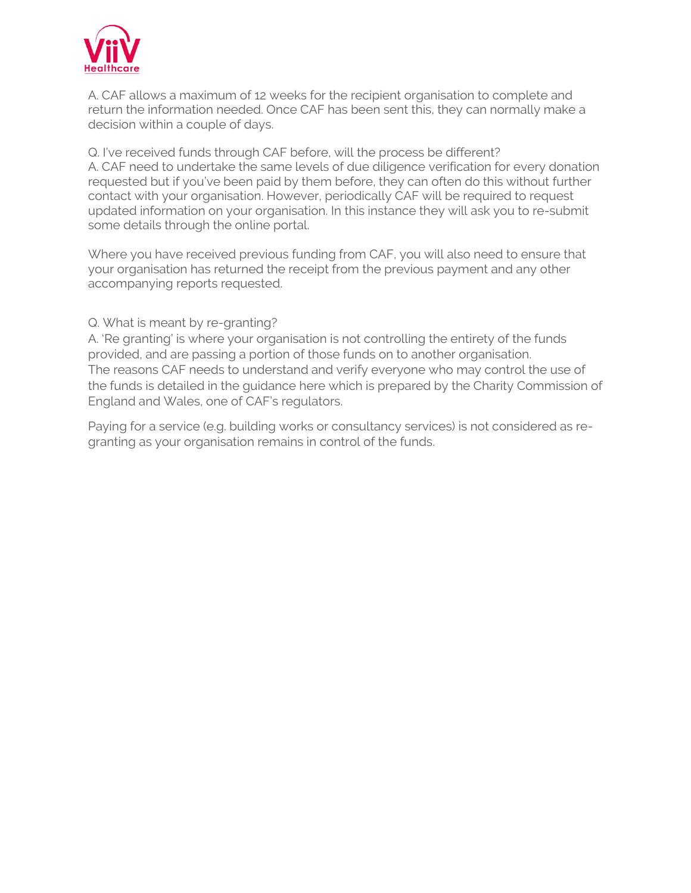A. CAF allows a maximum of 12 weeks for the recipient organisation to complete and return the information needed. Once CAF has been sent this, they can normally make a decision within a couple of days.

Q. I've received funds through CAF before, will the process be different?
A. CAF need to undertake the same levels of due diligence verification for every donation requested but if you've been paid by them before, they can often do this without further contact with your organisation. However, periodically CAF will be required to request updated information on your organisation. In this instance they will ask you to re-submit some details through the online portal.

Where you have received previous funding from CAF, you will also need to ensure that your organisation has returned the receipt from the previous payment and any other accompanying reports requested.

Q. What is meant by re-granting?
A. 'Re granting' is where your organisation is not controlling the entirety of the funds provided, and are passing a portion of those funds on to another organisation.
The reasons CAF needs to understand and verify everyone who may control the use of the funds is detailed in the guidance here which is prepared by the Charity Commission of England and Wales, one of CAF's regulators.

Paying for a service (e.g. building works or consultancy services) is not considered as re-granting as your organisation remains in control of the funds.